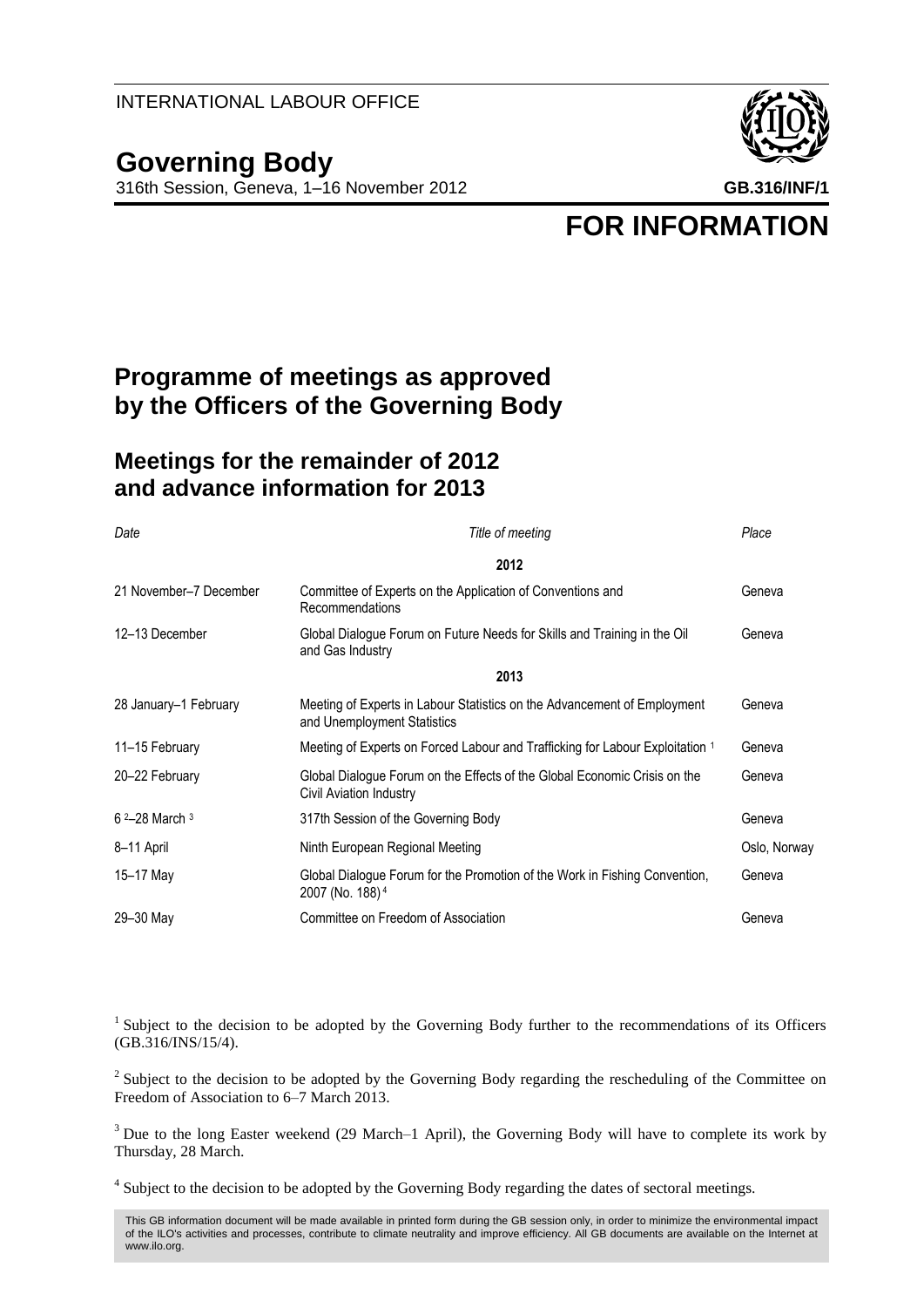INTERNATIONAL LABOUR OFFICE

# Governing Body

316th Session, Geneva, 1–16 November 2012

**GB.316/INF/1**

**FOR INFORMATION**

## Programme of meetings as approved by the Officers of the Governing Body

## Meetings for the remainder of 2012 and advance information for 2013

| *Date* | *Title of meeting* | *Place* |
|---|---|---|
| | **2012** | |
| 21 November–7 December | Committee of Experts on the Application of Conventions and Recommendations | Geneva |
| 12–13 December | Global Dialogue Forum on Future Needs for Skills and Training in the Oil and Gas Industry | Geneva |
| | **2013** | |
| 28 January–1 February | Meeting of Experts in Labour Statistics on the Advancement of Employment and Unemployment Statistics | Geneva |
| 11–15 February | Meeting of Experts on Forced Labour and Trafficking for Labour Exploitation [1] | Geneva |
| 20–22 February | Global Dialogue Forum on the Effects of the Global Economic Crisis on the Civil Aviation Industry | Geneva |
| 6 [2]–28 March [3] | 317th Session of the Governing Body | Geneva |
| 8–11 April | Ninth European Regional Meeting | Oslo, Norway |
| 15–17 May | Global Dialogue Forum for the Promotion of the Work in Fishing Convention, 2007 (No. 188) [4] | Geneva |
| 29–30 May | Committee on Freedom of Association | Geneva |

[1] Subject to the decision to be adopted by the Governing Body further to the recommendations of its Officers (GB.316/INS/15/4).

[2] Subject to the decision to be adopted by the Governing Body regarding the rescheduling of the Committee on Freedom of Association to 6–7 March 2013.

[3] Due to the long Easter weekend (29 March–1 April), the Governing Body will have to complete its work by Thursday, 28 March.

[4] Subject to the decision to be adopted by the Governing Body regarding the dates of sectoral meetings.

This GB information document will be made available in printed form during the GB session only, in order to minimize the environmental impact of the ILO's activities and processes, contribute to climate neutrality and improve efficiency. All GB documents are available on the Internet at www.ilo.org.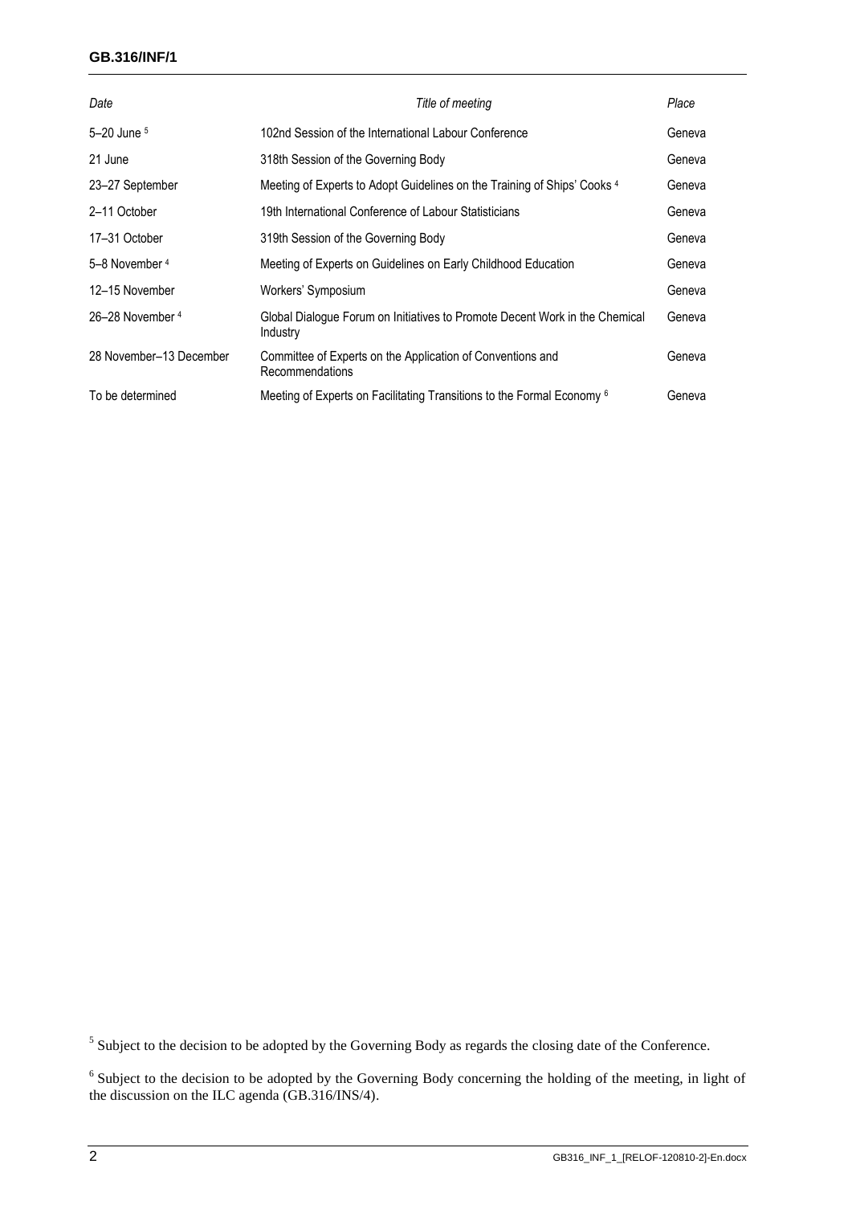| Date | Title of meeting | Place |
|---|---|---|
| 5–20 June [5] | 102nd Session of the International Labour Conference | Geneva |
| 21 June | 318th Session of the Governing Body | Geneva |
| 23–27 September | Meeting of Experts to Adopt Guidelines on the Training of Ships' Cooks [4] | Geneva |
| 2–11 October | 19th International Conference of Labour Statisticians | Geneva |
| 17–31 October | 319th Session of the Governing Body | Geneva |
| 5–8 November [4] | Meeting of Experts on Guidelines on Early Childhood Education | Geneva |
| 12–15 November | Workers' Symposium | Geneva |
| 26–28 November [4] | Global Dialogue Forum on Initiatives to Promote Decent Work in the Chemical Industry | Geneva |
| 28 November–13 December | Committee of Experts on the Application of Conventions and Recommendations | Geneva |
| To be determined | Meeting of Experts on Facilitating Transitions to the Formal Economy [6] | Geneva |

[5] Subject to the decision to be adopted by the Governing Body as regards the closing date of the Conference.

[6] Subject to the decision to be adopted by the Governing Body concerning the holding of the meeting, in light of the discussion on the ILC agenda (GB.316/INS/4).